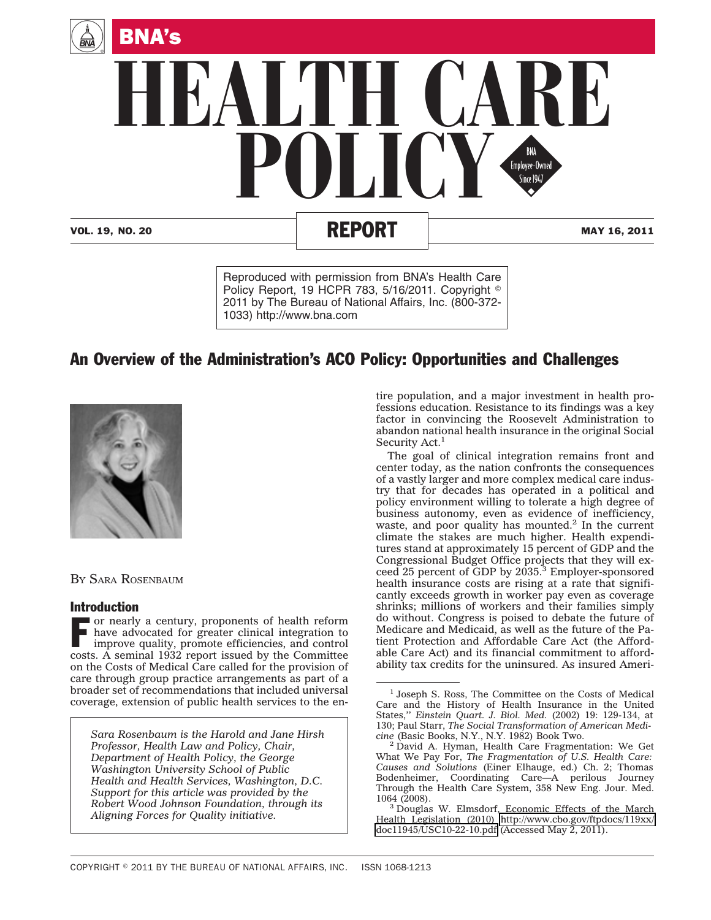# BNA's HEALTH CARE POLICY REPORT

VOL. 19, NO. 20 — MAY 16, 2011

Reproduced with permission from BNA's Health Care Policy Report, 19 HCPR 783, 5/16/2011. Copyright © 2011 by The Bureau of National Affairs, Inc. (800-372-1033) http://www.bna.com

## An Overview of the Administration's ACO Policy: Opportunities and Challenges

BY SARA ROSENBAUM

### Introduction

For nearly a century, proponents of health reform have advocated for greater clinical integration to improve quality, promote efficiencies, and control costs. A seminal 1932 report issued by the Committee on the Costs of Medical Care called for the provision of care through group practice arrangements as part of a broader set of recommendations that included universal coverage, extension of public health services to the entire population, and a major investment in health professions education. Resistance to its findings was a key factor in convincing the Roosevelt Administration to abandon national health insurance in the original Social Security Act.[1]

The goal of clinical integration remains front and center today, as the nation confronts the consequences of a vastly larger and more complex medical care industry that for decades has operated in a political and policy environment willing to tolerate a high degree of business autonomy, even as evidence of inefficiency, waste, and poor quality has mounted.[2] In the current climate the stakes are much higher. Health expenditures stand at approximately 15 percent of GDP and the Congressional Budget Office projects that they will exceed 25 percent of GDP by 2035.[3] Employer-sponsored health insurance costs are rising at a rate that significantly exceeds growth in worker pay even as coverage shrinks; millions of workers and their families simply do without. Congress is poised to debate the future of Medicare and Medicaid, as well as the future of the Patient Protection and Affordable Care Act (the Affordable Care Act) and its financial commitment to affordability tax credits for the uninsured. As insured Ameri-

*Sara Rosenbaum is the Harold and Jane Hirsh Professor, Health Law and Policy, Chair, Department of Health Policy, the George Washington University School of Public Health and Health Services, Washington, D.C. Support for this article was provided by the Robert Wood Johnson Foundation, through its Aligning Forces for Quality initiative.*

---

[1] Joseph S. Ross, The Committee on the Costs of Medical Care and the History of Health Insurance in the United States,'' *Einstein Quart. J. Biol. Med.* (2002) 19: 129-134, at 130; Paul Starr, *The Social Transformation of American Medicine* (Basic Books, N.Y., N.Y. 1982) Book Two.

[2] David A. Hyman, Health Care Fragmentation: We Get What We Pay For, *The Fragmentation of U.S. Health Care: Causes and Solutions* (Einer Elhauge, ed.) Ch. 2; Thomas Bodenheimer, Coordinating Care—A perilous Journey Through the Health Care System, 358 New Eng. Jour. Med. 1064 (2008).

[3] Douglas W. Elmsdorf, Economic Effects of the March Health Legislation (2010) http://www.cbo.gov/ftpdocs/119xx/doc11945/USC10-22-10.pdf (Accessed May 2, 2011).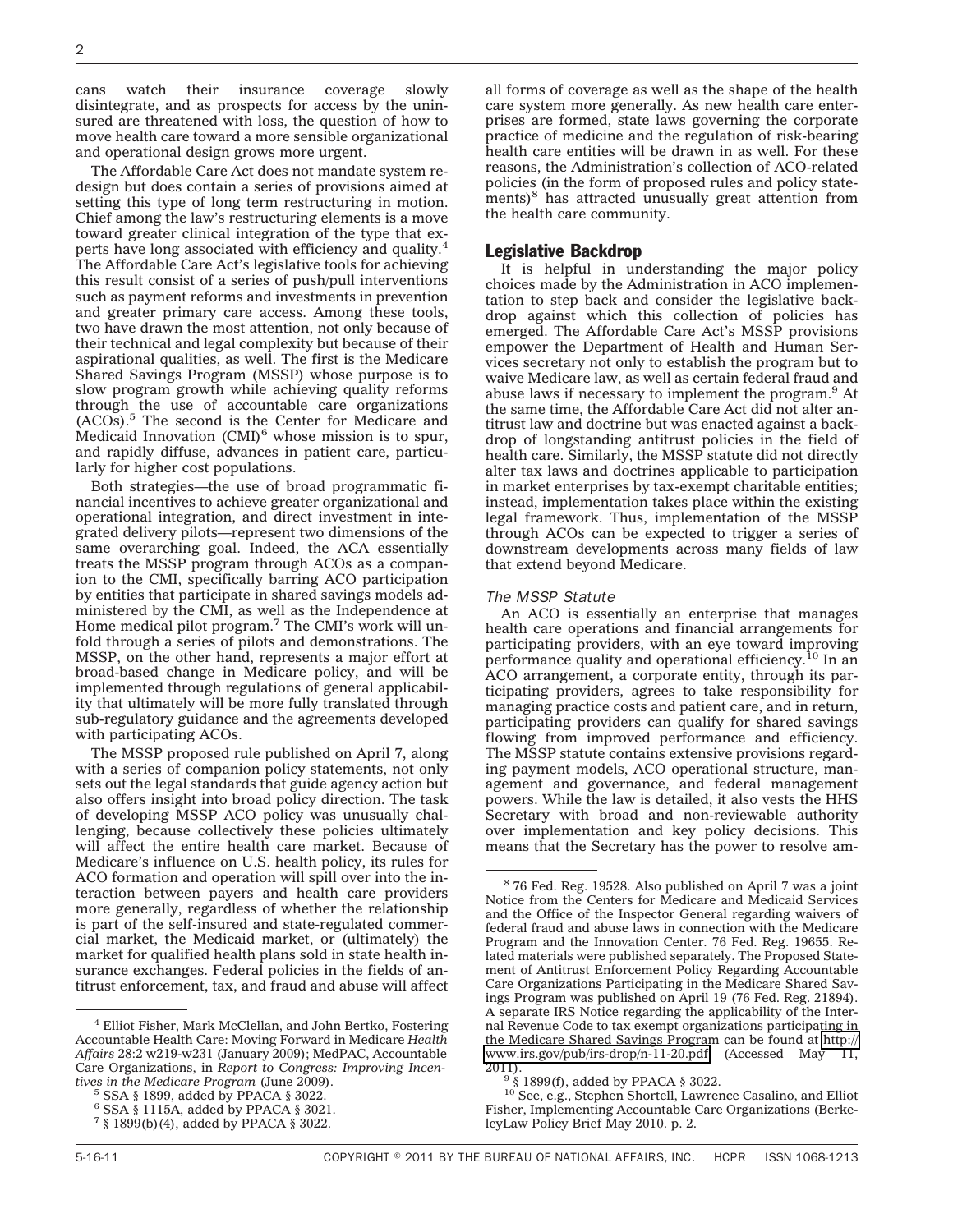cans watch their insurance coverage slowly disintegrate, and as prospects for access by the uninsured are threatened with loss, the question of how to move health care toward a more sensible organizational and operational design grows more urgent.

The Affordable Care Act does not mandate system redesign but does contain a series of provisions aimed at setting this type of long term restructuring in motion. Chief among the law's restructuring elements is a move toward greater clinical integration of the type that experts have long associated with efficiency and quality.[4] The Affordable Care Act's legislative tools for achieving this result consist of a series of push/pull interventions such as payment reforms and investments in prevention and greater primary care access. Among these tools, two have drawn the most attention, not only because of their technical and legal complexity but because of their aspirational qualities, as well. The first is the Medicare Shared Savings Program (MSSP) whose purpose is to slow program growth while achieving quality reforms through the use of accountable care organizations (ACOs).[5] The second is the Center for Medicare and Medicaid Innovation (CMI)[6] whose mission is to spur, and rapidly diffuse, advances in patient care, particularly for higher cost populations.

Both strategies—the use of broad programmatic financial incentives to achieve greater organizational and operational integration, and direct investment in integrated delivery pilots—represent two dimensions of the same overarching goal. Indeed, the ACA essentially treats the MSSP program through ACOs as a companion to the CMI, specifically barring ACO participation by entities that participate in shared savings models administered by the CMI, as well as the Independence at Home medical pilot program.[7] The CMI's work will unfold through a series of pilots and demonstrations. The MSSP, on the other hand, represents a major effort at broad-based change in Medicare policy, and will be implemented through regulations of general applicability that ultimately will be more fully translated through sub-regulatory guidance and the agreements developed with participating ACOs.

The MSSP proposed rule published on April 7, along with a series of companion policy statements, not only sets out the legal standards that guide agency action but also offers insight into broad policy direction. The task of developing MSSP ACO policy was unusually challenging, because collectively these policies ultimately will affect the entire health care market. Because of Medicare's influence on U.S. health policy, its rules for ACO formation and operation will spill over into the interaction between payers and health care providers more generally, regardless of whether the relationship is part of the self-insured and state-regulated commercial market, the Medicaid market, or (ultimately) the market for qualified health plans sold in state health insurance exchanges. Federal policies in the fields of antitrust enforcement, tax, and fraud and abuse will affect all forms of coverage as well as the shape of the health care system more generally. As new health care enterprises are formed, state laws governing the corporate practice of medicine and the regulation of risk-bearing health care entities will be drawn in as well. For these reasons, the Administration's collection of ACO-related policies (in the form of proposed rules and policy statements)[8] has attracted unusually great attention from the health care community.

## Legislative Backdrop

It is helpful in understanding the major policy choices made by the Administration in ACO implementation to step back and consider the legislative backdrop against which this collection of policies has emerged. The Affordable Care Act's MSSP provisions empower the Department of Health and Human Services secretary not only to establish the program but to waive Medicare law, as well as certain federal fraud and abuse laws if necessary to implement the program.[9] At the same time, the Affordable Care Act did not alter antitrust law and doctrine but was enacted against a backdrop of longstanding antitrust policies in the field of health care. Similarly, the MSSP statute did not directly alter tax laws and doctrines applicable to participation in market enterprises by tax-exempt charitable entities; instead, implementation takes place within the existing legal framework. Thus, implementation of the MSSP through ACOs can be expected to trigger a series of downstream developments across many fields of law that extend beyond Medicare.

### *The MSSP Statute*

An ACO is essentially an enterprise that manages health care operations and financial arrangements for participating providers, with an eye toward improving performance quality and operational efficiency.[10] In an ACO arrangement, a corporate entity, through its participating providers, agrees to take responsibility for managing practice costs and patient care, and in return, participating providers can qualify for shared savings flowing from improved performance and efficiency. The MSSP statute contains extensive provisions regarding payment models, ACO operational structure, management and governance, and federal management powers. While the law is detailed, it also vests the HHS Secretary with broad and non-reviewable authority over implementation and key policy decisions. This means that the Secretary has the power to resolve am-

---

[4] Elliot Fisher, Mark McClellan, and John Bertko, Fostering Accountable Health Care: Moving Forward in Medicare *Health Affairs* 28:2 w219-w231 (January 2009); MedPAC, Accountable Care Organizations, in *Report to Congress: Improving Incentives in the Medicare Program* (June 2009).

[5] SSA § 1899, added by PPACA § 3022.

[6] SSA § 1115A, added by PPACA § 3021.

[7] § 1899(b)(4), added by PPACA § 3022.

[8] 76 Fed. Reg. 19528. Also published on April 7 was a joint Notice from the Centers for Medicare and Medicaid Services and the Office of the Inspector General regarding waivers of federal fraud and abuse laws in connection with the Medicare Program and the Innovation Center. 76 Fed. Reg. 19655. Related materials were published separately. The Proposed Statement of Antitrust Enforcement Policy Regarding Accountable Care Organizations Participating in the Medicare Shared Savings Program was published on April 19 (76 Fed. Reg. 21894). A separate IRS Notice regarding the applicability of the Internal Revenue Code to tax exempt organizations participating in the Medicare Shared Savings Program can be found at http://www.irs.gov/pub/irs-drop/n-11-20.pdf (Accessed May 11, 2011).

[9] § 1899(f), added by PPACA § 3022.

[10] See, e.g., Stephen Shortell, Lawrence Casalino, and Elliot Fisher, Implementing Accountable Care Organizations (BerkeleyLaw Policy Brief May 2010. p. 2.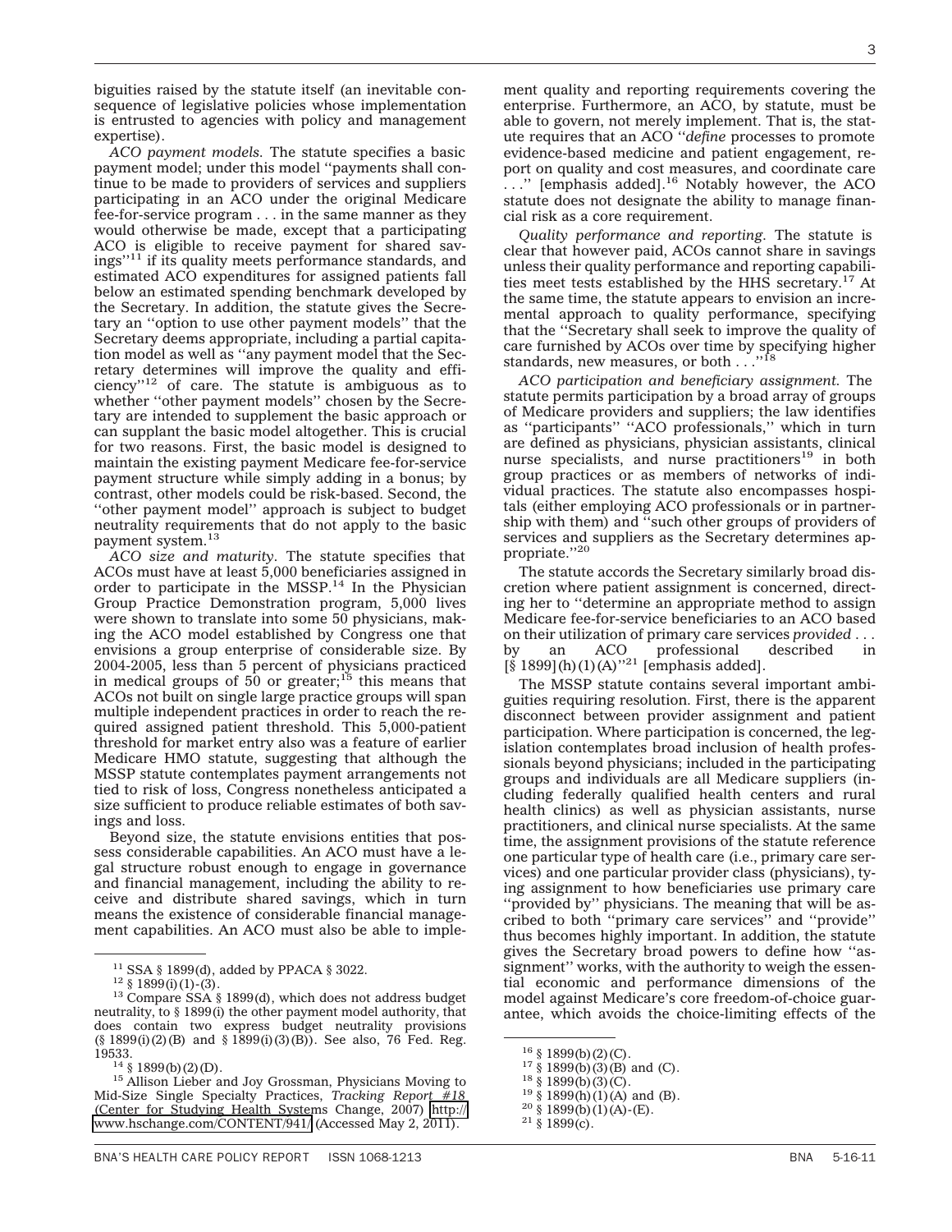biguities raised by the statute itself (an inevitable consequence of legislative policies whose implementation is entrusted to agencies with policy and management expertise).

*ACO payment models.* The statute specifies a basic payment model; under this model ''payments shall continue to be made to providers of services and suppliers participating in an ACO under the original Medicare fee-for-service program . . . in the same manner as they would otherwise be made, except that a participating ACO is eligible to receive payment for shared savings''[11] if its quality meets performance standards, and estimated ACO expenditures for assigned patients fall below an estimated spending benchmark developed by the Secretary. In addition, the statute gives the Secretary an ''option to use other payment models'' that the Secretary deems appropriate, including a partial capitation model as well as ''any payment model that the Secretary determines will improve the quality and efficiency''[12] of care. The statute is ambiguous as to whether ''other payment models'' chosen by the Secretary are intended to supplement the basic approach or can supplant the basic model altogether. This is crucial for two reasons. First, the basic model is designed to maintain the existing payment Medicare fee-for-service payment structure while simply adding in a bonus; by contrast, other models could be risk-based. Second, the ''other payment model'' approach is subject to budget neutrality requirements that do not apply to the basic payment system.[13]

*ACO size and maturity.* The statute specifies that ACOs must have at least 5,000 beneficiaries assigned in order to participate in the MSSP.[14] In the Physician Group Practice Demonstration program, 5,000 lives were shown to translate into some 50 physicians, making the ACO model established by Congress one that envisions a group enterprise of considerable size. By 2004-2005, less than 5 percent of physicians practiced in medical groups of 50 or greater;[15] this means that ACOs not built on single large practice groups will span multiple independent practices in order to reach the required assigned patient threshold. This 5,000-patient threshold for market entry also was a feature of earlier Medicare HMO statute, suggesting that although the MSSP statute contemplates payment arrangements not tied to risk of loss, Congress nonetheless anticipated a size sufficient to produce reliable estimates of both savings and loss.

Beyond size, the statute envisions entities that possess considerable capabilities. An ACO must have a legal structure robust enough to engage in governance and financial management, including the ability to receive and distribute shared savings, which in turn means the existence of considerable financial management capabilities. An ACO must also be able to implement quality and reporting requirements covering the enterprise. Furthermore, an ACO, by statute, must be able to govern, not merely implement. That is, the statute requires that an ACO ''*define* processes to promote evidence-based medicine and patient engagement, report on quality and cost measures, and coordinate care . . .'' [emphasis added].[16] Notably however, the ACO statute does not designate the ability to manage financial risk as a core requirement.

*Quality performance and reporting.* The statute is clear that however paid, ACOs cannot share in savings unless their quality performance and reporting capabilities meet tests established by the HHS secretary.[17] At the same time, the statute appears to envision an incremental approach to quality performance, specifying that the ''Secretary shall seek to improve the quality of care furnished by ACOs over time by specifying higher standards, new measures, or both . . .''[18]

*ACO participation and beneficiary assignment.* The statute permits participation by a broad array of groups of Medicare providers and suppliers; the law identifies as ''participants'' ''ACO professionals,'' which in turn are defined as physicians, physician assistants, clinical nurse specialists, and nurse practitioners[19] in both group practices or as members of networks of individual practices. The statute also encompasses hospitals (either employing ACO professionals or in partnership with them) and ''such other groups of providers of services and suppliers as the Secretary determines appropriate.''[20]

The statute accords the Secretary similarly broad discretion where patient assignment is concerned, directing her to ''determine an appropriate method to assign Medicare fee-for-service beneficiaries to an ACO based on their utilization of primary care services *provided* . . . by an ACO professional described in [§ 1899](h)(1)(A)''[21] [emphasis added].

The MSSP statute contains several important ambiguities requiring resolution. First, there is the apparent disconnect between provider assignment and patient participation. Where participation is concerned, the legislation contemplates broad inclusion of health professionals beyond physicians; included in the participating groups and individuals are all Medicare suppliers (including federally qualified health centers and rural health clinics) as well as physician assistants, nurse practitioners, and clinical nurse specialists. At the same time, the assignment provisions of the statute reference one particular type of health care (i.e., primary care services) and one particular provider class (physicians), tying assignment to how beneficiaries use primary care ''provided by'' physicians. The meaning that will be ascribed to both ''primary care services'' and ''provide'' thus becomes highly important. In addition, the statute gives the Secretary broad powers to define how ''assignment'' works, with the authority to weigh the essential economic and performance dimensions of the model against Medicare's core freedom-of-choice guarantee, which avoids the choice-limiting effects of the

---

[11] SSA § 1899(d), added by PPACA § 3022.

[12] § 1899(i)(1)-(3).

[13] Compare SSA § 1899(d), which does not address budget neutrality, to § 1899(i) the other payment model authority, that does contain two express budget neutrality provisions (§ 1899(i)(2)(B) and § 1899(i)(3)(B)). See also, 76 Fed. Reg. 19533.

[14] § 1899(b)(2)(D).

[15] Allison Lieber and Joy Grossman, Physicians Moving to Mid-Size Single Specialty Practices, *Tracking Report #18* (Center for Studying Health Systems Change, 2007) http://www.hschange.com/CONTENT/941/ (Accessed May 2, 2011).

[16] § 1899(b)(2)(C).

[17] § 1899(b)(3)(B) and (C).

[18] § 1899(b)(3)(C).

[19] § 1899(h)(1)(A) and (B).

[20] § 1899(b)(1)(A)-(E).

[21] § 1899(c).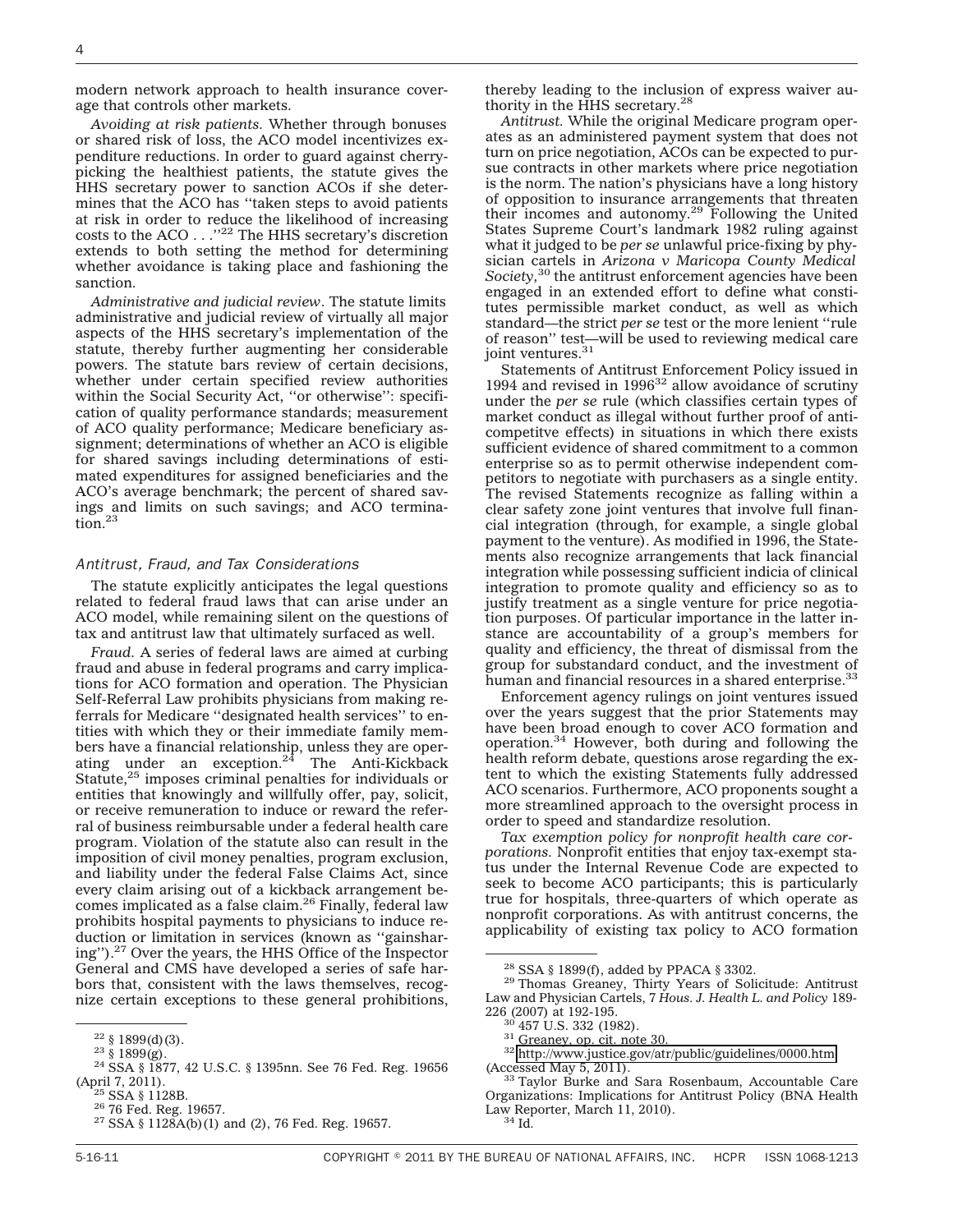modern network approach to health insurance coverage that controls other markets.

*Avoiding at risk patients.* Whether through bonuses or shared risk of loss, the ACO model incentivizes expenditure reductions. In order to guard against cherry-picking the healthiest patients, the statute gives the HHS secretary power to sanction ACOs if she determines that the ACO has ''taken steps to avoid patients at risk in order to reduce the likelihood of increasing costs to the ACO . . .''[22] The HHS secretary's discretion extends to both setting the method for determining whether avoidance is taking place and fashioning the sanction.

*Administrative and judicial review*. The statute limits administrative and judicial review of virtually all major aspects of the HHS secretary's implementation of the statute, thereby further augmenting her considerable powers. The statute bars review of certain decisions, whether under certain specified review authorities within the Social Security Act, ''or otherwise'': specification of quality performance standards; measurement of ACO quality performance; Medicare beneficiary assignment; determinations of whether an ACO is eligible for shared savings including determinations of estimated expenditures for assigned beneficiaries and the ACO's average benchmark; the percent of shared savings and limits on such savings; and ACO termination.[23]

### *Antitrust, Fraud, and Tax Considerations*

The statute explicitly anticipates the legal questions related to federal fraud laws that can arise under an ACO model, while remaining silent on the questions of tax and antitrust law that ultimately surfaced as well.

*Fraud.* A series of federal laws are aimed at curbing fraud and abuse in federal programs and carry implications for ACO formation and operation. The Physician Self-Referral Law prohibits physicians from making referrals for Medicare ''designated health services'' to entities with which they or their immediate family members have a financial relationship, unless they are operating under an exception.[24] The Anti-Kickback Statute,[25] imposes criminal penalties for individuals or entities that knowingly and willfully offer, pay, solicit, or receive remuneration to induce or reward the referral of business reimbursable under a federal health care program. Violation of the statute also can result in the imposition of civil money penalties, program exclusion, and liability under the federal False Claims Act, since every claim arising out of a kickback arrangement becomes implicated as a false claim.[26] Finally, federal law prohibits hospital payments to physicians to induce reduction or limitation in services (known as ''gainsharing'').[27] Over the years, the HHS Office of the Inspector General and CMS have developed a series of safe harbors that, consistent with the laws themselves, recognize certain exceptions to these general prohibitions, thereby leading to the inclusion of express waiver authority in the HHS secretary.[28]

*Antitrust.* While the original Medicare program operates as an administered payment system that does not turn on price negotiation, ACOs can be expected to pursue contracts in other markets where price negotiation is the norm. The nation's physicians have a long history of opposition to insurance arrangements that threaten their incomes and autonomy.[29] Following the United States Supreme Court's landmark 1982 ruling against what it judged to be *per se* unlawful price-fixing by physician cartels in *Arizona v Maricopa County Medical Society,*[30] the antitrust enforcement agencies have been engaged in an extended effort to define what constitutes permissible market conduct, as well as which standard—the strict *per se* test or the more lenient ''rule of reason'' test—will be used to reviewing medical care joint ventures.[31]

Statements of Antitrust Enforcement Policy issued in 1994 and revised in 1996[32] allow avoidance of scrutiny under the *per se* rule (which classifies certain types of market conduct as illegal without further proof of anticompetitve effects) in situations in which there exists sufficient evidence of shared commitment to a common enterprise so as to permit otherwise independent competitors to negotiate with purchasers as a single entity. The revised Statements recognize as falling within a clear safety zone joint ventures that involve full financial integration (through, for example, a single global payment to the venture). As modified in 1996, the Statements also recognize arrangements that lack financial integration while possessing sufficient indicia of clinical integration to promote quality and efficiency so as to justify treatment as a single venture for price negotiation purposes. Of particular importance in the latter instance are accountability of a group's members for quality and efficiency, the threat of dismissal from the group for substandard conduct, and the investment of human and financial resources in a shared enterprise.[33]

Enforcement agency rulings on joint ventures issued over the years suggest that the prior Statements may have been broad enough to cover ACO formation and operation.[34] However, both during and following the health reform debate, questions arose regarding the extent to which the existing Statements fully addressed ACO scenarios. Furthermore, ACO proponents sought a more streamlined approach to the oversight process in order to speed and standardize resolution.

*Tax exemption policy for nonprofit health care corporations.* Nonprofit entities that enjoy tax-exempt status under the Internal Revenue Code are expected to seek to become ACO participants; this is particularly true for hospitals, three-quarters of which operate as nonprofit corporations. As with antitrust concerns, the applicability of existing tax policy to ACO formation

---

[22] § 1899(d)(3).

[23] § 1899(g).

[24] SSA § 1877, 42 U.S.C. § 1395nn. See 76 Fed. Reg. 19656 (April 7, 2011).

[25] SSA § 1128B.

[26] 76 Fed. Reg. 19657.

[27] SSA § 1128A(b)(1) and (2), 76 Fed. Reg. 19657.

[28] SSA § 1899(f), added by PPACA § 3302.

[29] Thomas Greaney, Thirty Years of Solicitude: Antitrust Law and Physician Cartels, 7 *Hous. J. Health L. and Policy* 189-226 (2007) at 192-195.

[30] 457 U.S. 332 (1982).

[31] Greaney, op. cit. note 30.

[32] http://www.justice.gov/atr/public/guidelines/0000.htm (Accessed May 5, 2011).

[33] Taylor Burke and Sara Rosenbaum, Accountable Care Organizations: Implications for Antitrust Policy (BNA Health Law Reporter, March 11, 2010).

[34] Id.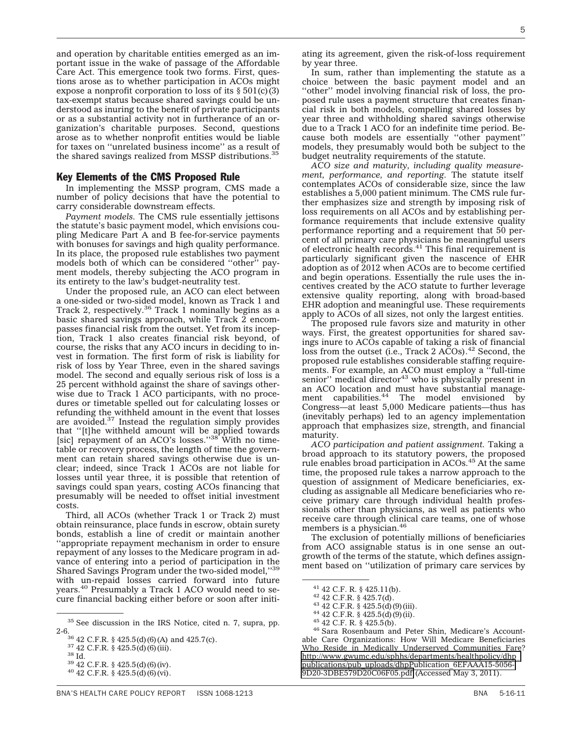and operation by charitable entities emerged as an important issue in the wake of passage of the Affordable Care Act. This emergence took two forms. First, questions arose as to whether participation in ACOs might expose a nonprofit corporation to loss of its § 501(c)(3) tax-exempt status because shared savings could be understood as inuring to the benefit of private participants or as a substantial activity not in furtherance of an organization's charitable purposes. Second, questions arose as to whether nonprofit entities would be liable for taxes on ''unrelated business income'' as a result of the shared savings realized from MSSP distributions.[35]

## Key Elements of the CMS Proposed Rule

In implementing the MSSP program, CMS made a number of policy decisions that have the potential to carry considerable downstream effects.

*Payment models.* The CMS rule essentially jettisons the statute's basic payment model, which envisions coupling Medicare Part A and B fee-for-service payments with bonuses for savings and high quality performance. In its place, the proposed rule establishes two payment models both of which can be considered ''other'' payment models, thereby subjecting the ACO program in its entirety to the law's budget-neutrality test.

Under the proposed rule, an ACO can elect between a one-sided or two-sided model, known as Track 1 and Track 2, respectively.[36] Track 1 nominally begins as a basic shared savings approach, while Track 2 encompasses financial risk from the outset. Yet from its inception, Track 1 also creates financial risk beyond, of course, the risks that any ACO incurs in deciding to invest in formation. The first form of risk is liability for risk of loss by Year Three, even in the shared savings model. The second and equally serious risk of loss is a 25 percent withhold against the share of savings otherwise due to Track 1 ACO participants, with no procedures or timetable spelled out for calculating losses or refunding the withheld amount in the event that losses are avoided.[37] Instead the regulation simply provides that ''[t]he withheld amount will be applied towards [sic] repayment of an ACO's losses.''[38] With no timetable or recovery process, the length of time the government can retain shared savings otherwise due is unclear; indeed, since Track 1 ACOs are not liable for losses until year three, it is possible that retention of savings could span years, costing ACOs financing that presumably will be needed to offset initial investment costs.

Third, all ACOs (whether Track 1 or Track 2) must obtain reinsurance, place funds in escrow, obtain surety bonds, establish a line of credit or maintain another ''appropriate repayment mechanism in order to ensure repayment of any losses to the Medicare program in advance of entering into a period of participation in the Shared Savings Program under the two-sided model,''[39] with un-repaid losses carried forward into future years.[40] Presumably a Track 1 ACO would need to secure financial backing either before or soon after initiating its agreement, given the risk-of-loss requirement by year three.

In sum, rather than implementing the statute as a choice between the basic payment model and an ''other'' model involving financial risk of loss, the proposed rule uses a payment structure that creates financial risk in both models, compelling shared losses by year three and withholding shared savings otherwise due to a Track 1 ACO for an indefinite time period. Because both models are essentially ''other payment'' models, they presumably would both be subject to the budget neutrality requirements of the statute.

*ACO size and maturity, including quality measurement, performance, and reporting.* The statute itself contemplates ACOs of considerable size, since the law establishes a 5,000 patient minimum. The CMS rule further emphasizes size and strength by imposing risk of loss requirements on all ACOs and by establishing performance requirements that include extensive quality performance reporting and a requirement that 50 percent of all primary care physicians be meaningful users of electronic health records.[41] This final requirement is particularly significant given the nascence of EHR adoption as of 2012 when ACOs are to become certified and begin operations. Essentially the rule uses the incentives created by the ACO statute to further leverage extensive quality reporting, along with broad-based EHR adoption and meaningful use. These requirements apply to ACOs of all sizes, not only the largest entities.

The proposed rule favors size and maturity in other ways. First, the greatest opportunities for shared savings inure to ACOs capable of taking a risk of financial loss from the outset (i.e., Track 2 ACOs).[42] Second, the proposed rule establishes considerable staffing requirements. For example, an ACO must employ a ''full-time senior'' medical director[43] who is physically present in an ACO location and must have substantial management capabilities.[44] The model envisioned by Congress—at least 5,000 Medicare patients—thus has (inevitably perhaps) led to an agency implementation approach that emphasizes size, strength, and financial maturity.

*ACO participation and patient assignment.* Taking a broad approach to its statutory powers, the proposed rule enables broad participation in ACOs.[45] At the same time, the proposed rule takes a narrow approach to the question of assignment of Medicare beneficiaries, excluding as assignable all Medicare beneficiaries who receive primary care through individual health professionals other than physicians, as well as patients who receive care through clinical care teams, one of whose members is a physician.[46]

The exclusion of potentially millions of beneficiaries from ACO assignable status is in one sense an outgrowth of the terms of the statute, which defines assignment based on ''utilization of primary care services by

---

[35] See discussion in the IRS Notice, cited n. 7, supra, pp. 2-6.

[36] 42 C.F.R. § 425.5(d)(6)(A) and 425.7(c).

[37] 42 C.F.R. § 425.5(d)(6)(iii).

[38] Id.

[39] 42 C.F.R. § 425.5(d)(6)(iv).

[40] 42 C.F.R. § 425.5(d)(6)(vi).

[41] 42 C.F. R. § 425.11(b).

[42] 42 C.F.R. § 425.7(d).

[43] 42 C.F.R. § 425.5(d)(9)(iii).

[44] 42 C.F.R. § 425.5(d)(9)(ii).

[45] 42 C.F. R. § 425.5(b).

[46] Sara Rosenbaum and Peter Shin, Medicare's Accountable Care Organizations: How Will Medicare Beneficiaries Who Reside in Medically Underserved Communities Fare? http://www.gwumc.edu/sphhs/departments/healthpolicy/dhp_publications/pub_uploads/dhpPublication_6EFAAA15-5056-9D20-3DBE579D20C06F05.pdf (Accessed May 3, 2011).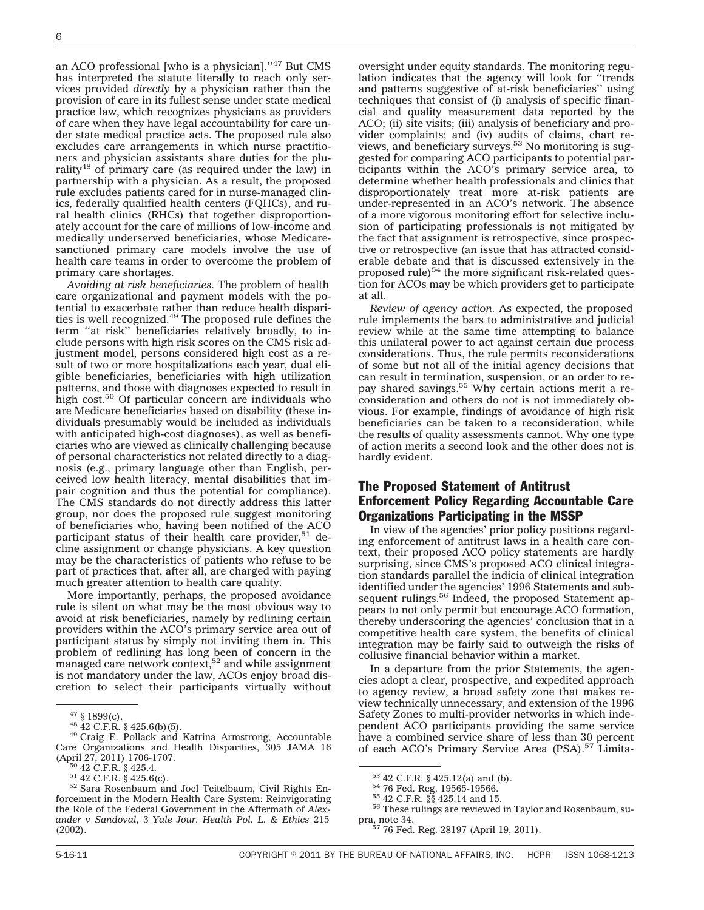an ACO professional [who is a physician].''[47] But CMS has interpreted the statute literally to reach only services provided *directly* by a physician rather than the provision of care in its fullest sense under state medical practice law, which recognizes physicians as providers of care when they have legal accountability for care under state medical practice acts. The proposed rule also excludes care arrangements in which nurse practitioners and physician assistants share duties for the plurality[48] of primary care (as required under the law) in partnership with a physician. As a result, the proposed rule excludes patients cared for in nurse-managed clinics, federally qualified health centers (FQHCs), and rural health clinics (RHCs) that together disproportionately account for the care of millions of low-income and medically underserved beneficiaries, whose Medicare-sanctioned primary care models involve the use of health care teams in order to overcome the problem of primary care shortages.

*Avoiding at risk beneficiaries.* The problem of health care organizational and payment models with the potential to exacerbate rather than reduce health disparities is well recognized.[49] The proposed rule defines the term ''at risk'' beneficiaries relatively broadly, to include persons with high risk scores on the CMS risk adjustment model, persons considered high cost as a result of two or more hospitalizations each year, dual eligible beneficiaries, beneficiaries with high utilization patterns, and those with diagnoses expected to result in high cost.[50] Of particular concern are individuals who are Medicare beneficiaries based on disability (these individuals presumably would be included as individuals with anticipated high-cost diagnoses), as well as beneficiaries who are viewed as clinically challenging because of personal characteristics not related directly to a diagnosis (e.g., primary language other than English, perceived low health literacy, mental disabilities that impair cognition and thus the potential for compliance). The CMS standards do not directly address this latter group, nor does the proposed rule suggest monitoring of beneficiaries who, having been notified of the ACO participant status of their health care provider,[51] decline assignment or change physicians. A key question may be the characteristics of patients who refuse to be part of practices that, after all, are charged with paying much greater attention to health care quality.

More importantly, perhaps, the proposed avoidance rule is silent on what may be the most obvious way to avoid at risk beneficiaries, namely by redlining certain providers within the ACO's primary service area out of participant status by simply not inviting them in. This problem of redlining has long been of concern in the managed care network context,[52] and while assignment is not mandatory under the law, ACOs enjoy broad discretion to select their participants virtually without oversight under equity standards. The monitoring regulation indicates that the agency will look for ''trends and patterns suggestive of at-risk beneficiaries'' using techniques that consist of (i) analysis of specific financial and quality measurement data reported by the ACO; (ii) site visits; (iii) analysis of beneficiary and provider complaints; and (iv) audits of claims, chart reviews, and beneficiary surveys.[53] No monitoring is suggested for comparing ACO participants to potential participants within the ACO's primary service area, to determine whether health professionals and clinics that disproportionately treat more at-risk patients are under-represented in an ACO's network. The absence of a more vigorous monitoring effort for selective inclusion of participating professionals is not mitigated by the fact that assignment is retrospective, since prospective or retrospective (an issue that has attracted considerable debate and that is discussed extensively in the proposed rule)[54] the more significant risk-related question for ACOs may be which providers get to participate at all.

*Review of agency action.* As expected, the proposed rule implements the bars to administrative and judicial review while at the same time attempting to balance this unilateral power to act against certain due process considerations. Thus, the rule permits reconsiderations of some but not all of the initial agency decisions that can result in termination, suspension, or an order to repay shared savings.[55] Why certain actions merit a reconsideration and others do not is not immediately obvious. For example, findings of avoidance of high risk beneficiaries can be taken to a reconsideration, while the results of quality assessments cannot. Why one type of action merits a second look and the other does not is hardly evident.

## The Proposed Statement of Antitrust Enforcement Policy Regarding Accountable Care Organizations Participating in the MSSP

In view of the agencies' prior policy positions regarding enforcement of antitrust laws in a health care context, their proposed ACO policy statements are hardly surprising, since CMS's proposed ACO clinical integration standards parallel the indicia of clinical integration identified under the agencies' 1996 Statements and subsequent rulings.[56] Indeed, the proposed Statement appears to not only permit but encourage ACO formation, thereby underscoring the agencies' conclusion that in a competitive health care system, the benefits of clinical integration may be fairly said to outweigh the risks of collusive financial behavior within a market.

In a departure from the prior Statements, the agencies adopt a clear, prospective, and expedited approach to agency review, a broad safety zone that makes review technically unnecessary, and extension of the 1996 Safety Zones to multi-provider networks in which independent ACO participants providing the same service have a combined service share of less than 30 percent of each ACO's Primary Service Area (PSA).[57] Limita-

---

[47] § 1899(c).

[48] 42 C.F.R. § 425.6(b)(5).

[49] Craig E. Pollack and Katrina Armstrong, Accountable Care Organizations and Health Disparities, 305 JAMA 16 (April 27, 2011) 1706-1707.

[50] 42 C.F.R. § 425.4.

[51] 42 C.F.R. § 425.6(c).

[52] Sara Rosenbaum and Joel Teitelbaum, Civil Rights Enforcement in the Modern Health Care System: Reinvigorating the Role of the Federal Government in the Aftermath of *Alexander v Sandoval*, 3 *Yale Jour. Health Pol. L. & Ethics* 215 (2002).

[53] 42 C.F.R. § 425.12(a) and (b).

[54] 76 Fed. Reg. 19565-19566.

[55] 42 C.F.R. §§ 425.14 and 15.

[56] These rulings are reviewed in Taylor and Rosenbaum, supra, note 34.

[57] 76 Fed. Reg. 28197 (April 19, 2011).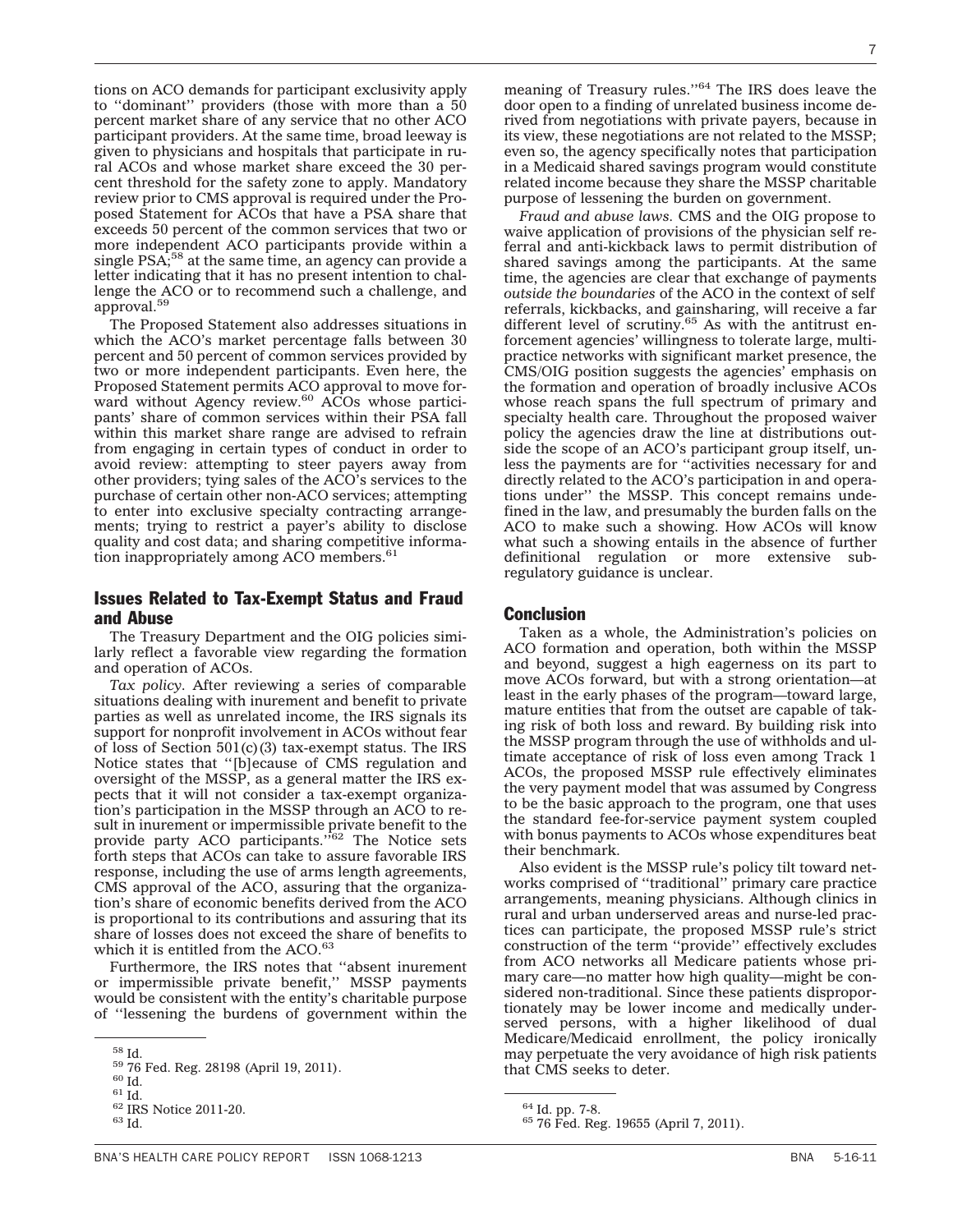tions on ACO demands for participant exclusivity apply to ''dominant'' providers (those with more than a 50 percent market share of any service that no other ACO participant providers. At the same time, broad leeway is given to physicians and hospitals that participate in rural ACOs and whose market share exceed the 30 percent threshold for the safety zone to apply. Mandatory review prior to CMS approval is required under the Proposed Statement for ACOs that have a PSA share that exceeds 50 percent of the common services that two or more independent ACO participants provide within a single PSA;[58] at the same time, an agency can provide a letter indicating that it has no present intention to challenge the ACO or to recommend such a challenge, and approval.[59]

The Proposed Statement also addresses situations in which the ACO's market percentage falls between 30 percent and 50 percent of common services provided by two or more independent participants. Even here, the Proposed Statement permits ACO approval to move forward without Agency review.[60] ACOs whose participants' share of common services within their PSA fall within this market share range are advised to refrain from engaging in certain types of conduct in order to avoid review: attempting to steer payers away from other providers; tying sales of the ACO's services to the purchase of certain other non-ACO services; attempting to enter into exclusive specialty contracting arrangements; trying to restrict a payer's ability to disclose quality and cost data; and sharing competitive information inappropriately among ACO members.[61]

## Issues Related to Tax-Exempt Status and Fraud and Abuse

The Treasury Department and the OIG policies similarly reflect a favorable view regarding the formation and operation of ACOs.

*Tax policy.* After reviewing a series of comparable situations dealing with inurement and benefit to private parties as well as unrelated income, the IRS signals its support for nonprofit involvement in ACOs without fear of loss of Section 501(c)(3) tax-exempt status. The IRS Notice states that ''[b]ecause of CMS regulation and oversight of the MSSP, as a general matter the IRS expects that it will not consider a tax-exempt organization's participation in the MSSP through an ACO to result in inurement or impermissible private benefit to the provide party ACO participants.''[62] The Notice sets forth steps that ACOs can take to assure favorable IRS response, including the use of arms length agreements, CMS approval of the ACO, assuring that the organization's share of economic benefits derived from the ACO is proportional to its contributions and assuring that its share of losses does not exceed the share of benefits to which it is entitled from the ACO.[63]

Furthermore, the IRS notes that ''absent inurement or impermissible private benefit,'' MSSP payments would be consistent with the entity's charitable purpose of ''lessening the burdens of government within the meaning of Treasury rules.''[64] The IRS does leave the door open to a finding of unrelated business income derived from negotiations with private payers, because in its view, these negotiations are not related to the MSSP; even so, the agency specifically notes that participation in a Medicaid shared savings program would constitute related income because they share the MSSP charitable purpose of lessening the burden on government.

*Fraud and abuse laws.* CMS and the OIG propose to waive application of provisions of the physician self referral and anti-kickback laws to permit distribution of shared savings among the participants. At the same time, the agencies are clear that exchange of payments *outside the boundaries* of the ACO in the context of self referrals, kickbacks, and gainsharing, will receive a far different level of scrutiny.[65] As with the antitrust enforcement agencies' willingness to tolerate large, multi-practice networks with significant market presence, the CMS/OIG position suggests the agencies' emphasis on the formation and operation of broadly inclusive ACOs whose reach spans the full spectrum of primary and specialty health care. Throughout the proposed waiver policy the agencies draw the line at distributions outside the scope of an ACO's participant group itself, unless the payments are for ''activities necessary for and directly related to the ACO's participation in and operations under'' the MSSP. This concept remains undefined in the law, and presumably the burden falls on the ACO to make such a showing. How ACOs will know what such a showing entails in the absence of further definitional regulation or more extensive sub-regulatory guidance is unclear.

## Conclusion

Taken as a whole, the Administration's policies on ACO formation and operation, both within the MSSP and beyond, suggest a high eagerness on its part to move ACOs forward, but with a strong orientation—at least in the early phases of the program—toward large, mature entities that from the outset are capable of taking risk of both loss and reward. By building risk into the MSSP program through the use of withholds and ultimate acceptance of risk of loss even among Track 1 ACOs, the proposed MSSP rule effectively eliminates the very payment model that was assumed by Congress to be the basic approach to the program, one that uses the standard fee-for-service payment system coupled with bonus payments to ACOs whose expenditures beat their benchmark.

Also evident is the MSSP rule's policy tilt toward networks comprised of ''traditional'' primary care practice arrangements, meaning physicians. Although clinics in rural and urban underserved areas and nurse-led practices can participate, the proposed MSSP rule's strict construction of the term ''provide'' effectively excludes from ACO networks all Medicare patients whose primary care—no matter how high quality—might be considered non-traditional. Since these patients disproportionately may be lower income and medically underserved persons, with a higher likelihood of dual Medicare/Medicaid enrollment, the policy ironically may perpetuate the very avoidance of high risk patients that CMS seeks to deter.

---

[58] Id.

[59] 76 Fed. Reg. 28198 (April 19, 2011).

[60] Id.

[61] Id.

[62] IRS Notice 2011-20.

[63] Id.

[64] Id. pp. 7-8.

[65] 76 Fed. Reg. 19655 (April 7, 2011).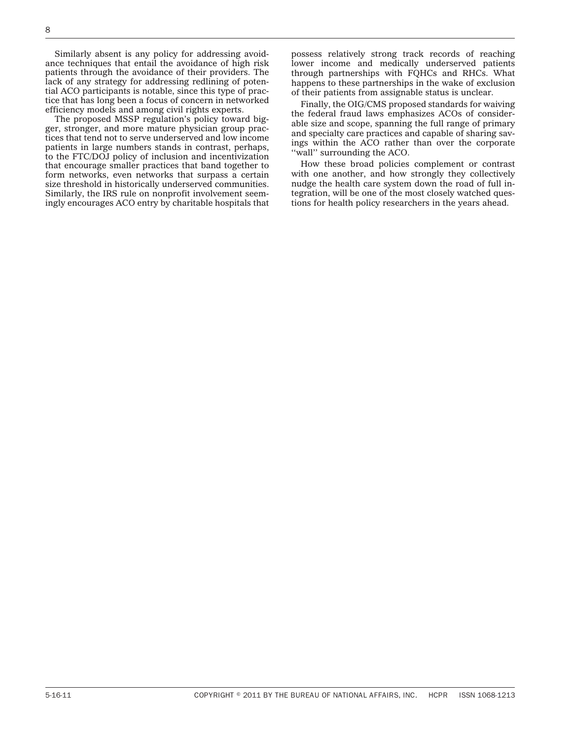Similarly absent is any policy for addressing avoidance techniques that entail the avoidance of high risk patients through the avoidance of their providers. The lack of any strategy for addressing redlining of potential ACO participants is notable, since this type of practice that has long been a focus of concern in networked efficiency models and among civil rights experts.

The proposed MSSP regulation's policy toward bigger, stronger, and more mature physician group practices that tend not to serve underserved and low income patients in large numbers stands in contrast, perhaps, to the FTC/DOJ policy of inclusion and incentivization that encourage smaller practices that band together to form networks, even networks that surpass a certain size threshold in historically underserved communities. Similarly, the IRS rule on nonprofit involvement seemingly encourages ACO entry by charitable hospitals that possess relatively strong track records of reaching lower income and medically underserved patients through partnerships with FQHCs and RHCs. What happens to these partnerships in the wake of exclusion of their patients from assignable status is unclear.

Finally, the OIG/CMS proposed standards for waiving the federal fraud laws emphasizes ACOs of considerable size and scope, spanning the full range of primary and specialty care practices and capable of sharing savings within the ACO rather than over the corporate ''wall'' surrounding the ACO.

How these broad policies complement or contrast with one another, and how strongly they collectively nudge the health care system down the road of full integration, will be one of the most closely watched questions for health policy researchers in the years ahead.